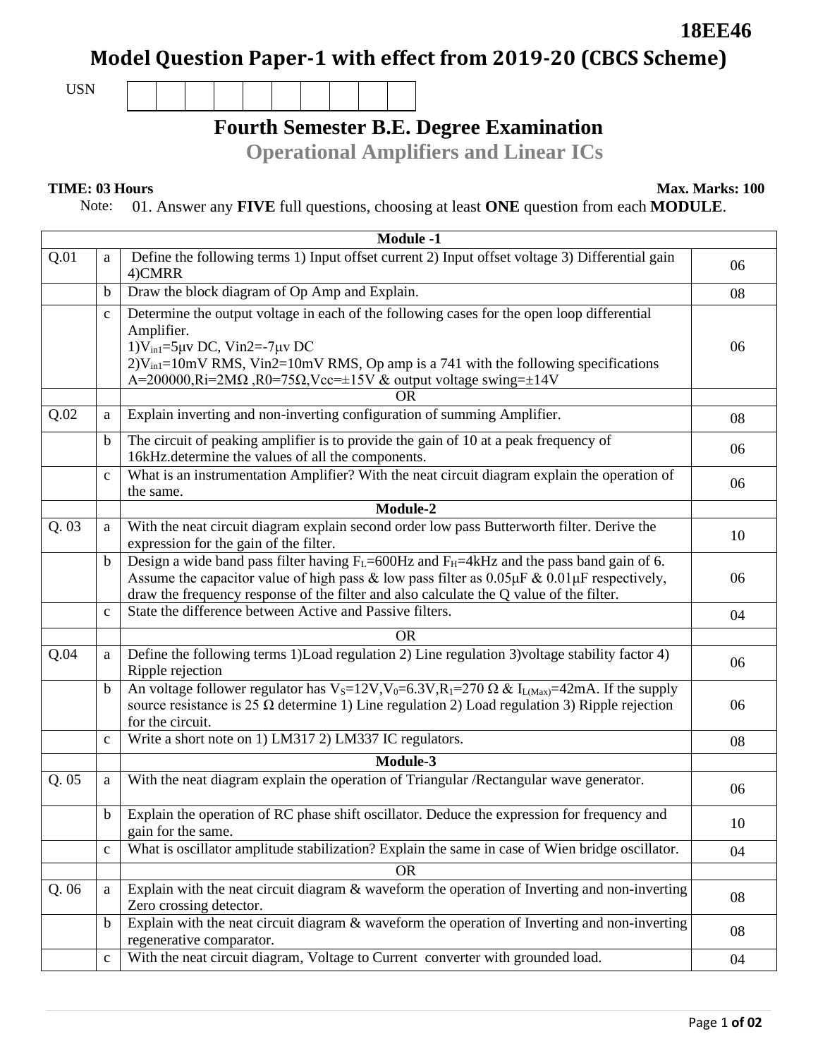18EE46

# Model Question Paper-1 with effect from 2019-20 (CBCS Scheme)

USN | | | | | | | | | | |

## Fourth Semester B.E. Degree Examination

## Operational Amplifiers and Linear ICs

**TIME: 03 Hours** **Max. Marks: 100**

Note: 01. Answer any **FIVE** full questions, choosing at least **ONE** question from each **MODULE**.

| | | **Module -1** | |
|---|---|---|---|
| Q.01 | a | Define the following terms 1) Input offset current 2) Input offset voltage 3) Differential gain 4)CMRR | 06 |
| | b | Draw the block diagram of Op Amp and Explain. | 08 |
| | c | Determine the output voltage in each of the following cases for the open loop differential Amplifier.<br>1)$V_{in1}$=5μv DC, Vin2=-7μv DC<br>2)$V_{in1}$=10mV RMS, Vin2=10mV RMS, Op amp is a 741 with the following specifications A=200000,Ri=2MΩ ,R0=75Ω,Vcc=±15V & output voltage swing=±14V | 06 |
| | | OR | |
| Q.02 | a | Explain inverting and non-inverting configuration of summing Amplifier. | 08 |
| | b | The circuit of peaking amplifier is to provide the gain of 10 at a peak frequency of 16kHz.determine the values of all the components. | 06 |
| | c | What is an instrumentation Amplifier? With the neat circuit diagram explain the operation of the same. | 06 |
| | | **Module-2** | |
| Q. 03 | a | With the neat circuit diagram explain second order low pass Butterworth filter. Derive the expression for the gain of the filter. | 10 |
| | b | Design a wide band pass filter having $F_L$=600Hz and $F_H$=4kHz and the pass band gain of 6. Assume the capacitor value of high pass & low pass filter as 0.05μF & 0.01μF respectively, draw the frequency response of the filter and also calculate the Q value of the filter. | 06 |
| | c | State the difference between Active and Passive filters. | 04 |
| | | OR | |
| Q.04 | a | Define the following terms 1)Load regulation 2) Line regulation 3)voltage stability factor 4) Ripple rejection | 06 |
| | b | An voltage follower regulator has $V_S$=12V,$V_0$=6.3V,$R_1$=270 Ω & $I_{L(Max)}$=42mA. If the supply source resistance is 25 Ω determine 1) Line regulation 2) Load regulation 3) Ripple rejection for the circuit. | 06 |
| | c | Write a short note on 1) LM317 2) LM337 IC regulators. | 08 |
| | | **Module-3** | |
| Q. 05 | a | With the neat diagram explain the operation of Triangular /Rectangular wave generator. | 06 |
| | b | Explain the operation of RC phase shift oscillator. Deduce the expression for frequency and gain for the same. | 10 |
| | c | What is oscillator amplitude stabilization? Explain the same in case of Wien bridge oscillator. | 04 |
| | | OR | |
| Q. 06 | a | Explain with the neat circuit diagram & waveform the operation of Inverting and non-inverting Zero crossing detector. | 08 |
| | b | Explain with the neat circuit diagram & waveform the operation of Inverting and non-inverting regenerative comparator. | 08 |
| | c | With the neat circuit diagram, Voltage to Current converter with grounded load. | 04 |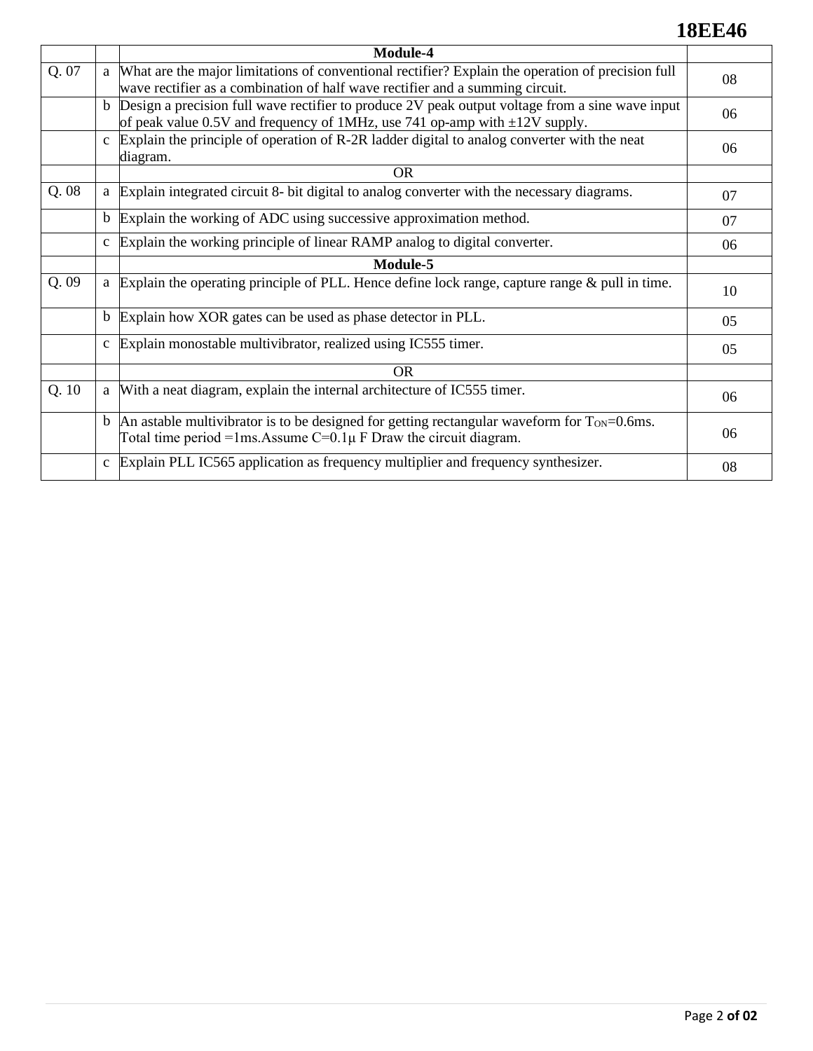| | | | |
|---|---|---|---|
| | | **Module-4** | |
| Q. 07 | a | What are the major limitations of conventional rectifier? Explain the operation of precision full wave rectifier as a combination of half wave rectifier and a summing circuit. | 08 |
| | b | Design a precision full wave rectifier to produce 2V peak output voltage from a sine wave input of peak value 0.5V and frequency of 1MHz, use 741 op-amp with ±12V supply. | 06 |
| | c | Explain the principle of operation of R-2R ladder digital to analog converter with the neat diagram. | 06 |
| | | OR | |
| Q. 08 | a | Explain integrated circuit 8- bit digital to analog converter with the necessary diagrams. | 07 |
| | b | Explain the working of ADC using successive approximation method. | 07 |
| | c | Explain the working principle of linear RAMP analog to digital converter. | 06 |
| | | **Module-5** | |
| Q. 09 | a | Explain the operating principle of PLL. Hence define lock range, capture range & pull in time. | 10 |
| | b | Explain how XOR gates can be used as phase detector in PLL. | 05 |
| | c | Explain monostable multivibrator, realized using IC555 timer. | 05 |
| | | OR | |
| Q. 10 | a | With a neat diagram, explain the internal architecture of IC555 timer. | 06 |
| | b | An astable multivibrator is to be designed for getting rectangular waveform for $T_{ON}$=0.6ms. Total time period =1ms.Assume C=0.1μ F Draw the circuit diagram. | 06 |
| | c | Explain PLL IC565 application as frequency multiplier and frequency synthesizer. | 08 |